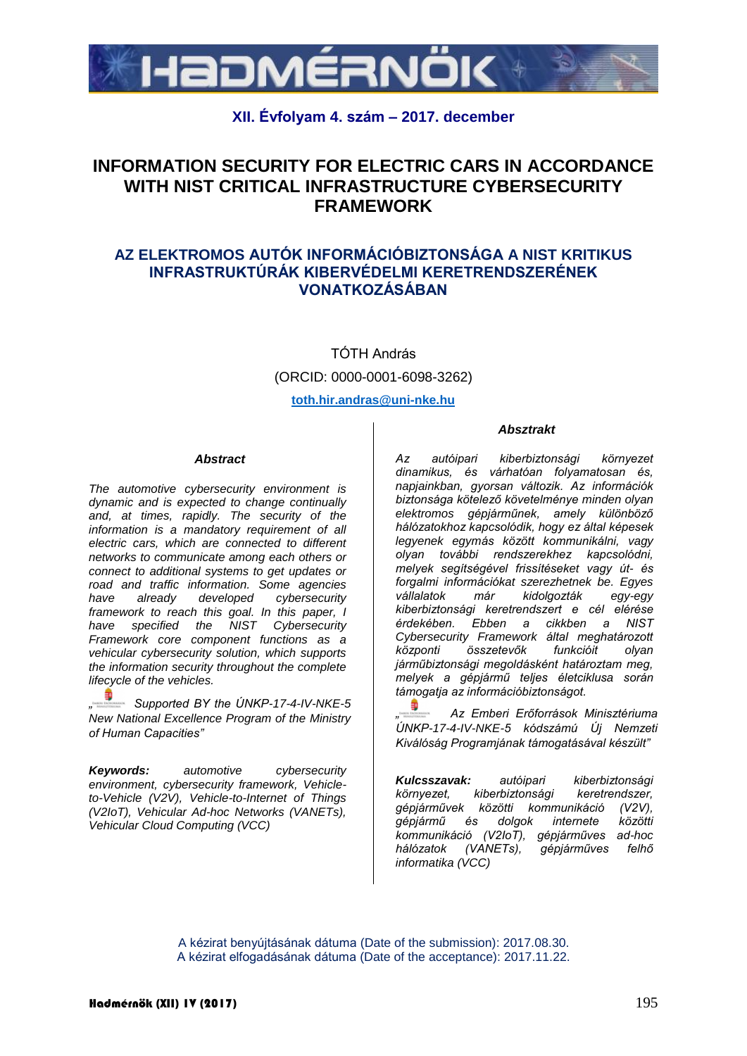# HADMÉRNÖK

**XII. Évfolyam 4. szám – 2017. december**

# INFORMATION SECURITY FOR ELECTRIC CARS IN ACCORDANCE WITH NIST CRITICAL INFRASTRUCTURE CYBERSECURITY FRAMEWORK

## AZ ELEKTROMOS AUTÓK INFORMÁCIÓBIZTONSÁGA A NIST KRITIKUS INFRASTRUKTÚRÁK KIBERVÉDELMI KERETRENDSZERÉNEK VONATKOZÁSÁBAN

TÓTH András

(ORCID: 0000-0001-6098-3262)

toth.hir.andras@uni-nke.hu

***Abstract***

*The automotive cybersecurity environment is dynamic and is expected to change continually and, at times, rapidly. The security of the information is a mandatory requirement of all electric cars, which are connected to different networks to communicate among each others or connect to additional systems to get updates or road and traffic information. Some agencies have already developed cybersecurity framework to reach this goal. In this paper, I have specified the NIST Cybersecurity Framework core component functions as a vehicular cybersecurity solution, which supports the information security throughout the complete lifecycle of the vehicles.*

*„ Supported BY the ÚNKP-17-4-IV-NKE-5 New National Excellence Program of the Ministry of Human Capacities"*

***Keywords:*** *automotive cybersecurity environment, cybersecurity framework, Vehicle-to-Vehicle (V2V), Vehicle-to-Internet of Things (V2IoT), Vehicular Ad-hoc Networks (VANETs), Vehicular Cloud Computing (VCC)*

***Absztrakt***

*Az autóipari kiberbiztonsági környezet dinamikus, és várhatóan folyamatosan és, napjainkban, gyorsan változik. Az információk biztonsága kötelező követelménye minden olyan elektromos gépjárműnek, amely különböző hálózatokhoz kapcsolódik, hogy ez által képesek legyenek egymás között kommunikálni, vagy olyan további rendszerekhez kapcsolódni, melyek segítségével frissítéseket vagy út- és forgalmi információkat szerezhetnek be. Egyes vállalatok már kidolgozták egy-egy kiberbiztonsági keretrendszert e cél elérése érdekében. Ebben a cikkben a NIST Cybersecurity Framework által meghatározott központi összetevők funkcióit olyan járműbiztonsági megoldásként határoztam meg, melyek a gépjármű teljes életciklusa során támogatja az információbiztonságot.*

*„ Az Emberi Erőforrások Minisztériuma ÚNKP-17-4-IV-NKE-5 kódszámú Új Nemzeti Kiválóság Programjának támogatásával készült"*

***Kulcsszavak:*** *autóipari kiberbiztonsági környezet, kiberbiztonsági keretrendszer, gépjárművek közötti kommunikáció (V2V), gépjármű és dolgok internete közötti kommunikáció (V2IoT), gépjárműves ad-hoc hálózatok (VANETs), gépjárműves felhő informatika (VCC)*

A kézirat benyújtásának dátuma (Date of the submission): 2017.08.30.
A kézirat elfogadásának dátuma (Date of the acceptance): 2017.11.22.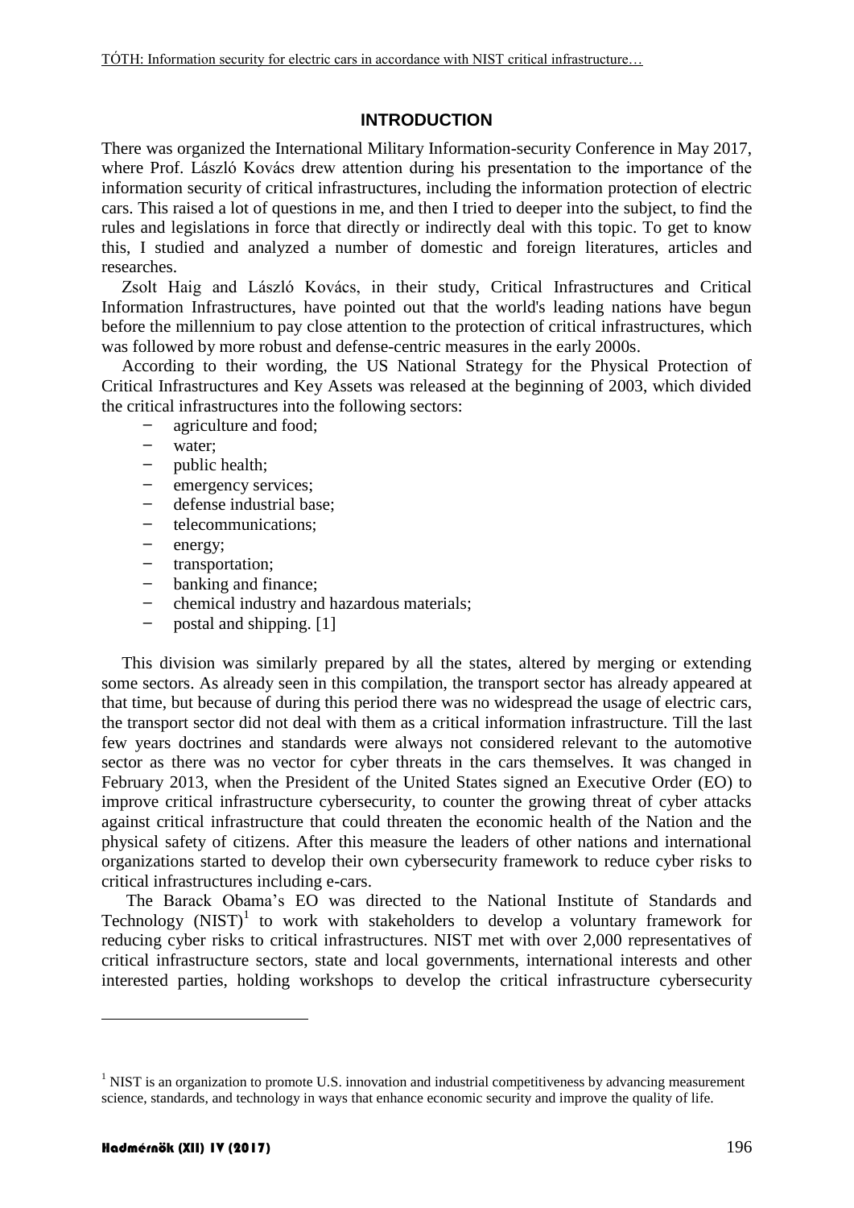## INTRODUCTION

There was organized the International Military Information-security Conference in May 2017, where Prof. László Kovács drew attention during his presentation to the importance of the information security of critical infrastructures, including the information protection of electric cars. This raised a lot of questions in me, and then I tried to deeper into the subject, to find the rules and legislations in force that directly or indirectly deal with this topic. To get to know this, I studied and analyzed a number of domestic and foreign literatures, articles and researches.

Zsolt Haig and László Kovács, in their study, Critical Infrastructures and Critical Information Infrastructures, have pointed out that the world's leading nations have begun before the millennium to pay close attention to the protection of critical infrastructures, which was followed by more robust and defense-centric measures in the early 2000s.

According to their wording, the US National Strategy for the Physical Protection of Critical Infrastructures and Key Assets was released at the beginning of 2003, which divided the critical infrastructures into the following sectors:

- agriculture and food;
- water;
- public health;
- emergency services;
- defense industrial base;
- telecommunications;
- energy;
- transportation;
- banking and finance;
- chemical industry and hazardous materials;
- postal and shipping. [1]

This division was similarly prepared by all the states, altered by merging or extending some sectors. As already seen in this compilation, the transport sector has already appeared at that time, but because of during this period there was no widespread the usage of electric cars, the transport sector did not deal with them as a critical information infrastructure. Till the last few years doctrines and standards were always not considered relevant to the automotive sector as there was no vector for cyber threats in the cars themselves. It was changed in February 2013, when the President of the United States signed an Executive Order (EO) to improve critical infrastructure cybersecurity, to counter the growing threat of cyber attacks against critical infrastructure that could threaten the economic health of the Nation and the physical safety of citizens. After this measure the leaders of other nations and international organizations started to develop their own cybersecurity framework to reduce cyber risks to critical infrastructures including e-cars.

The Barack Obama's EO was directed to the National Institute of Standards and Technology (NIST)[1] to work with stakeholders to develop a voluntary framework for reducing cyber risks to critical infrastructures. NIST met with over 2,000 representatives of critical infrastructure sectors, state and local governments, international interests and other interested parties, holding workshops to develop the critical infrastructure cybersecurity

[1] NIST is an organization to promote U.S. innovation and industrial competitiveness by advancing measurement science, standards, and technology in ways that enhance economic security and improve the quality of life.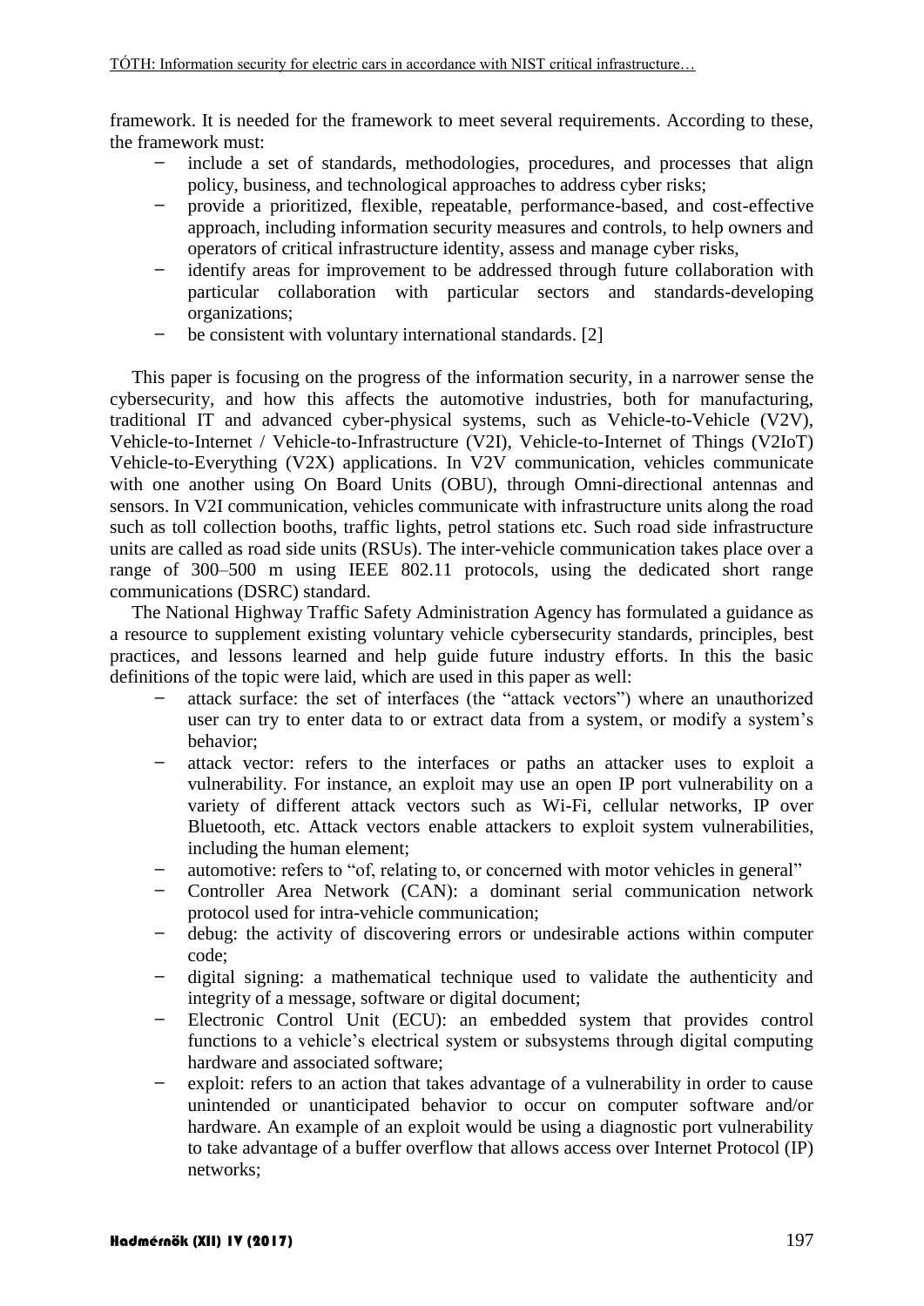framework. It is needed for the framework to meet several requirements. According to these, the framework must:

- include a set of standards, methodologies, procedures, and processes that align policy, business, and technological approaches to address cyber risks;
- provide a prioritized, flexible, repeatable, performance-based, and cost-effective approach, including information security measures and controls, to help owners and operators of critical infrastructure identity, assess and manage cyber risks,
- identify areas for improvement to be addressed through future collaboration with particular collaboration with particular sectors and standards-developing organizations;
- be consistent with voluntary international standards. [2]

This paper is focusing on the progress of the information security, in a narrower sense the cybersecurity, and how this affects the automotive industries, both for manufacturing, traditional IT and advanced cyber-physical systems, such as Vehicle-to-Vehicle (V2V), Vehicle-to-Internet / Vehicle-to-Infrastructure (V2I), Vehicle-to-Internet of Things (V2IoT) Vehicle-to-Everything (V2X) applications. In V2V communication, vehicles communicate with one another using On Board Units (OBU), through Omni-directional antennas and sensors. In V2I communication, vehicles communicate with infrastructure units along the road such as toll collection booths, traffic lights, petrol stations etc. Such road side infrastructure units are called as road side units (RSUs). The inter-vehicle communication takes place over a range of 300–500 m using IEEE 802.11 protocols, using the dedicated short range communications (DSRC) standard.

The National Highway Traffic Safety Administration Agency has formulated a guidance as a resource to supplement existing voluntary vehicle cybersecurity standards, principles, best practices, and lessons learned and help guide future industry efforts. In this the basic definitions of the topic were laid, which are used in this paper as well:

- attack surface: the set of interfaces (the "attack vectors") where an unauthorized user can try to enter data to or extract data from a system, or modify a system's behavior;
- attack vector: refers to the interfaces or paths an attacker uses to exploit a vulnerability. For instance, an exploit may use an open IP port vulnerability on a variety of different attack vectors such as Wi-Fi, cellular networks, IP over Bluetooth, etc. Attack vectors enable attackers to exploit system vulnerabilities, including the human element;
- automotive: refers to "of, relating to, or concerned with motor vehicles in general"
- Controller Area Network (CAN): a dominant serial communication network protocol used for intra-vehicle communication;
- debug: the activity of discovering errors or undesirable actions within computer code;
- digital signing: a mathematical technique used to validate the authenticity and integrity of a message, software or digital document;
- Electronic Control Unit (ECU): an embedded system that provides control functions to a vehicle's electrical system or subsystems through digital computing hardware and associated software;
- exploit: refers to an action that takes advantage of a vulnerability in order to cause unintended or unanticipated behavior to occur on computer software and/or hardware. An example of an exploit would be using a diagnostic port vulnerability to take advantage of a buffer overflow that allows access over Internet Protocol (IP) networks;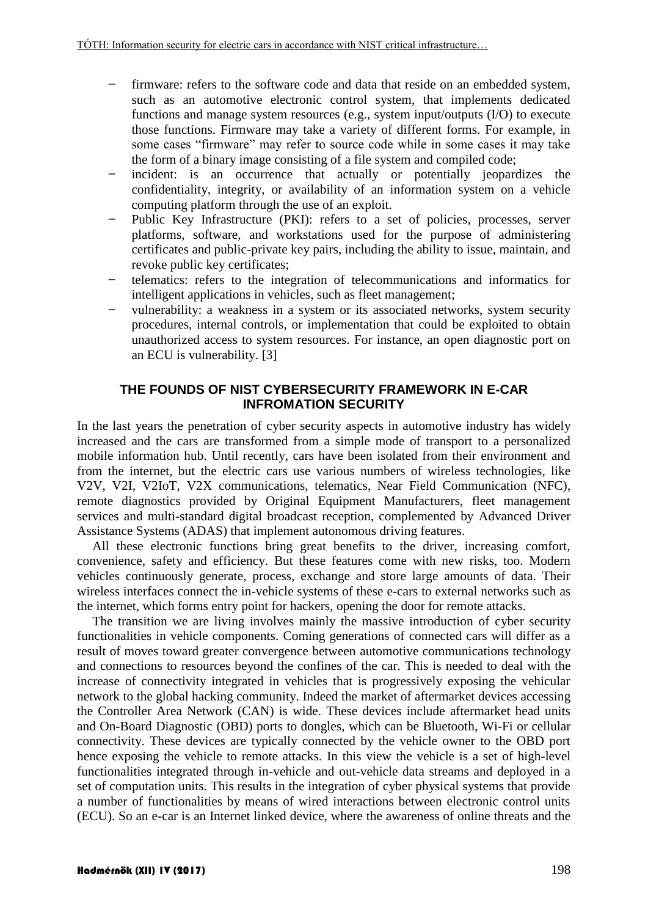- firmware: refers to the software code and data that reside on an embedded system, such as an automotive electronic control system, that implements dedicated functions and manage system resources (e.g., system input/outputs (I/O) to execute those functions. Firmware may take a variety of different forms. For example, in some cases "firmware" may refer to source code while in some cases it may take the form of a binary image consisting of a file system and compiled code;
- incident: is an occurrence that actually or potentially jeopardizes the confidentiality, integrity, or availability of an information system on a vehicle computing platform through the use of an exploit.
- Public Key Infrastructure (PKI): refers to a set of policies, processes, server platforms, software, and workstations used for the purpose of administering certificates and public-private key pairs, including the ability to issue, maintain, and revoke public key certificates;
- telematics: refers to the integration of telecommunications and informatics for intelligent applications in vehicles, such as fleet management;
- vulnerability: a weakness in a system or its associated networks, system security procedures, internal controls, or implementation that could be exploited to obtain unauthorized access to system resources. For instance, an open diagnostic port on an ECU is vulnerability. [3]

## THE FOUNDS OF NIST CYBERSECURITY FRAMEWORK IN E-CAR INFROMATION SECURITY

In the last years the penetration of cyber security aspects in automotive industry has widely increased and the cars are transformed from a simple mode of transport to a personalized mobile information hub. Until recently, cars have been isolated from their environment and from the internet, but the electric cars use various numbers of wireless technologies, like V2V, V2I, V2IoT, V2X communications, telematics, Near Field Communication (NFC), remote diagnostics provided by Original Equipment Manufacturers, fleet management services and multi-standard digital broadcast reception, complemented by Advanced Driver Assistance Systems (ADAS) that implement autonomous driving features.

All these electronic functions bring great benefits to the driver, increasing comfort, convenience, safety and efficiency. But these features come with new risks, too. Modern vehicles continuously generate, process, exchange and store large amounts of data. Their wireless interfaces connect the in-vehicle systems of these e-cars to external networks such as the internet, which forms entry point for hackers, opening the door for remote attacks.

The transition we are living involves mainly the massive introduction of cyber security functionalities in vehicle components. Coming generations of connected cars will differ as a result of moves toward greater convergence between automotive communications technology and connections to resources beyond the confines of the car. This is needed to deal with the increase of connectivity integrated in vehicles that is progressively exposing the vehicular network to the global hacking community. Indeed the market of aftermarket devices accessing the Controller Area Network (CAN) is wide. These devices include aftermarket head units and On-Board Diagnostic (OBD) ports to dongles, which can be Bluetooth, Wi-Fi or cellular connectivity. These devices are typically connected by the vehicle owner to the OBD port hence exposing the vehicle to remote attacks. In this view the vehicle is a set of high-level functionalities integrated through in-vehicle and out-vehicle data streams and deployed in a set of computation units. This results in the integration of cyber physical systems that provide a number of functionalities by means of wired interactions between electronic control units (ECU). So an e-car is an Internet linked device, where the awareness of online threats and the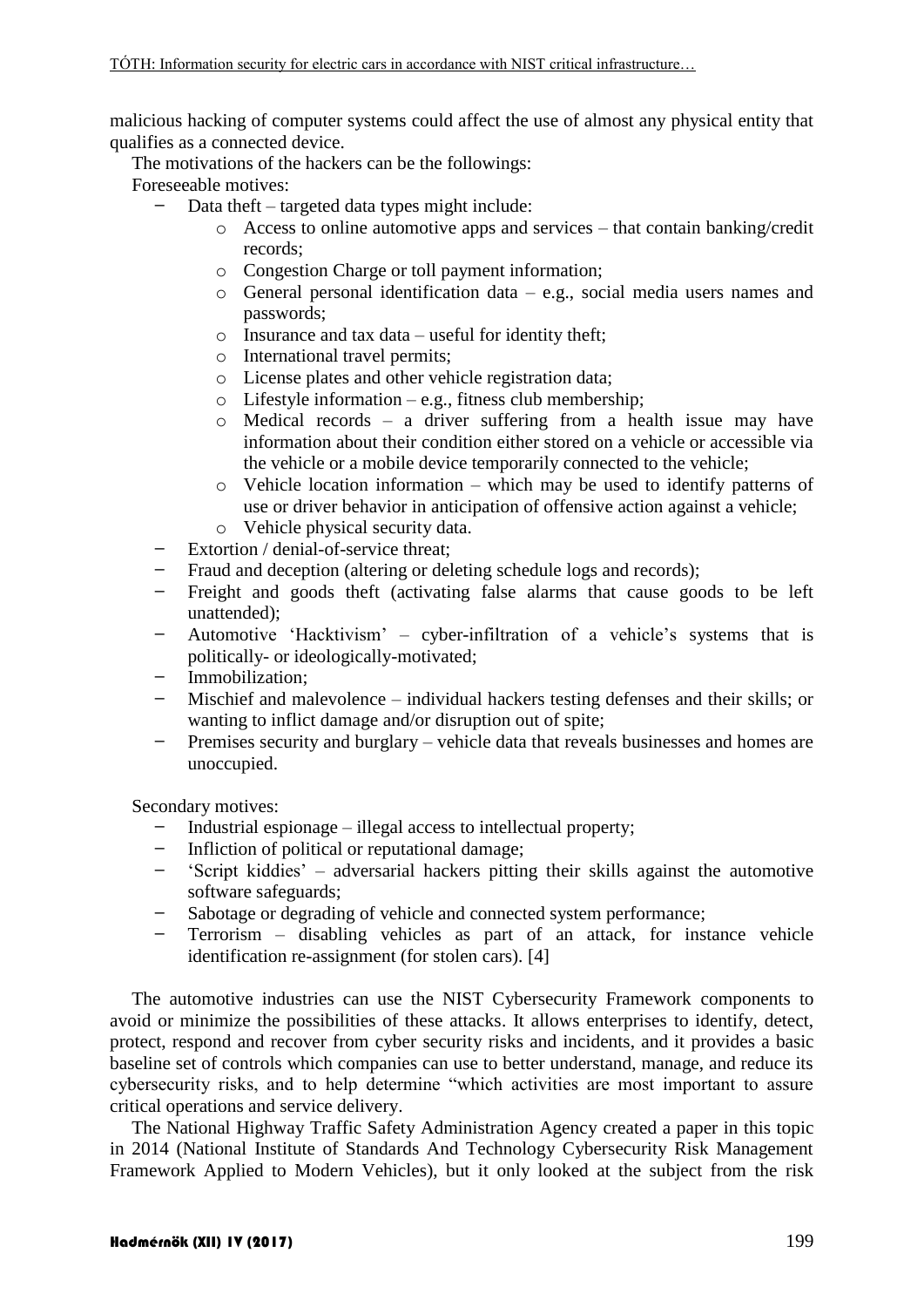malicious hacking of computer systems could affect the use of almost any physical entity that qualifies as a connected device.

The motivations of the hackers can be the followings:

Foreseeable motives:

- Data theft – targeted data types might include:
  - Access to online automotive apps and services – that contain banking/credit records;
  - Congestion Charge or toll payment information;
  - General personal identification data – e.g., social media users names and passwords;
  - Insurance and tax data – useful for identity theft;
  - International travel permits;
  - License plates and other vehicle registration data;
  - Lifestyle information – e.g., fitness club membership;
  - Medical records – a driver suffering from a health issue may have information about their condition either stored on a vehicle or accessible via the vehicle or a mobile device temporarily connected to the vehicle;
  - Vehicle location information – which may be used to identify patterns of use or driver behavior in anticipation of offensive action against a vehicle;
  - Vehicle physical security data.
- Extortion / denial-of-service threat;
- Fraud and deception (altering or deleting schedule logs and records);
- Freight and goods theft (activating false alarms that cause goods to be left unattended);
- Automotive 'Hacktivism' – cyber-infiltration of a vehicle's systems that is politically- or ideologically-motivated;
- Immobilization;
- Mischief and malevolence – individual hackers testing defenses and their skills; or wanting to inflict damage and/or disruption out of spite;
- Premises security and burglary – vehicle data that reveals businesses and homes are unoccupied.

Secondary motives:

- Industrial espionage – illegal access to intellectual property;
- Infliction of political or reputational damage;
- 'Script kiddies' – adversarial hackers pitting their skills against the automotive software safeguards;
- Sabotage or degrading of vehicle and connected system performance;
- Terrorism – disabling vehicles as part of an attack, for instance vehicle identification re-assignment (for stolen cars). [4]

The automotive industries can use the NIST Cybersecurity Framework components to avoid or minimize the possibilities of these attacks. It allows enterprises to identify, detect, protect, respond and recover from cyber security risks and incidents, and it provides a basic baseline set of controls which companies can use to better understand, manage, and reduce its cybersecurity risks, and to help determine "which activities are most important to assure critical operations and service delivery.

The National Highway Traffic Safety Administration Agency created a paper in this topic in 2014 (National Institute of Standards And Technology Cybersecurity Risk Management Framework Applied to Modern Vehicles), but it only looked at the subject from the risk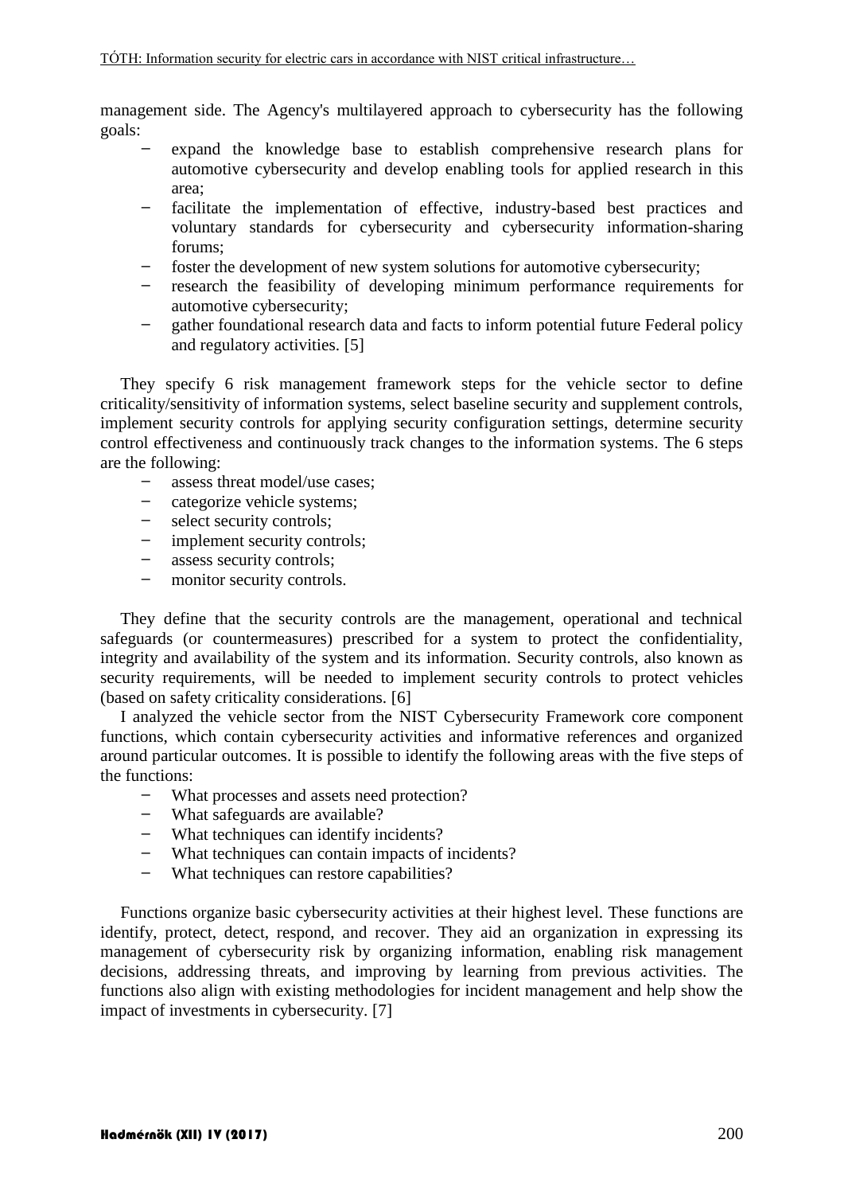management side. The Agency's multilayered approach to cybersecurity has the following goals:

- expand the knowledge base to establish comprehensive research plans for automotive cybersecurity and develop enabling tools for applied research in this area;
- facilitate the implementation of effective, industry-based best practices and voluntary standards for cybersecurity and cybersecurity information-sharing forums;
- foster the development of new system solutions for automotive cybersecurity;
- research the feasibility of developing minimum performance requirements for automotive cybersecurity;
- gather foundational research data and facts to inform potential future Federal policy and regulatory activities. [5]

They specify 6 risk management framework steps for the vehicle sector to define criticality/sensitivity of information systems, select baseline security and supplement controls, implement security controls for applying security configuration settings, determine security control effectiveness and continuously track changes to the information systems. The 6 steps are the following:

- assess threat model/use cases;
- categorize vehicle systems;
- select security controls;
- implement security controls;
- assess security controls;
- monitor security controls.

They define that the security controls are the management, operational and technical safeguards (or countermeasures) prescribed for a system to protect the confidentiality, integrity and availability of the system and its information. Security controls, also known as security requirements, will be needed to implement security controls to protect vehicles (based on safety criticality considerations. [6]

I analyzed the vehicle sector from the NIST Cybersecurity Framework core component functions, which contain cybersecurity activities and informative references and organized around particular outcomes. It is possible to identify the following areas with the five steps of the functions:

- What processes and assets need protection?
- What safeguards are available?
- What techniques can identify incidents?
- What techniques can contain impacts of incidents?
- What techniques can restore capabilities?

Functions organize basic cybersecurity activities at their highest level. These functions are identify, protect, detect, respond, and recover. They aid an organization in expressing its management of cybersecurity risk by organizing information, enabling risk management decisions, addressing threats, and improving by learning from previous activities. The functions also align with existing methodologies for incident management and help show the impact of investments in cybersecurity. [7]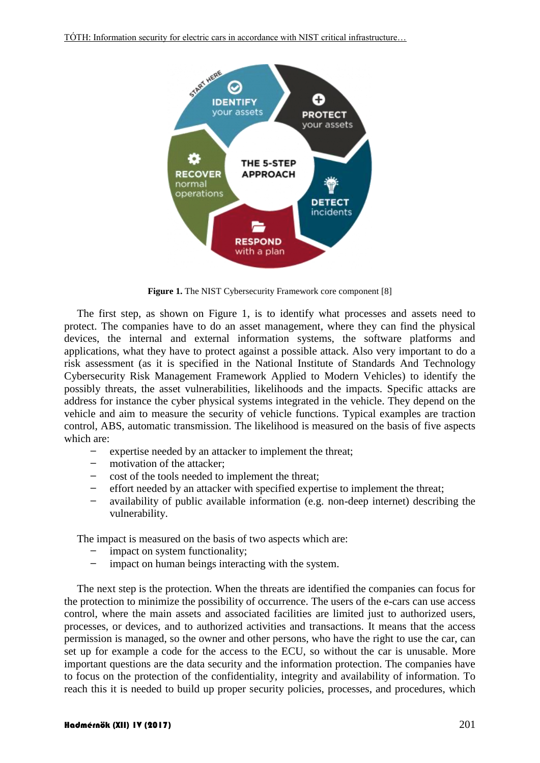**Figure 1.** The NIST Cybersecurity Framework core component [8]

The first step, as shown on Figure 1, is to identify what processes and assets need to protect. The companies have to do an asset management, where they can find the physical devices, the internal and external information systems, the software platforms and applications, what they have to protect against a possible attack. Also very important to do a risk assessment (as it is specified in the National Institute of Standards And Technology Cybersecurity Risk Management Framework Applied to Modern Vehicles) to identify the possibly threats, the asset vulnerabilities, likelihoods and the impacts. Specific attacks are address for instance the cyber physical systems integrated in the vehicle. They depend on the vehicle and aim to measure the security of vehicle functions. Typical examples are traction control, ABS, automatic transmission. The likelihood is measured on the basis of five aspects which are:

- expertise needed by an attacker to implement the threat;
- motivation of the attacker;
- cost of the tools needed to implement the threat;
- effort needed by an attacker with specified expertise to implement the threat;
- availability of public available information (e.g. non-deep internet) describing the vulnerability.

The impact is measured on the basis of two aspects which are:

- impact on system functionality;
- impact on human beings interacting with the system.

The next step is the protection. When the threats are identified the companies can focus for the protection to minimize the possibility of occurrence. The users of the e-cars can use access control, where the main assets and associated facilities are limited just to authorized users, processes, or devices, and to authorized activities and transactions. It means that the access permission is managed, so the owner and other persons, who have the right to use the car, can set up for example a code for the access to the ECU, so without the car is unusable. More important questions are the data security and the information protection. The companies have to focus on the protection of the confidentiality, integrity and availability of information. To reach this it is needed to build up proper security policies, processes, and procedures, which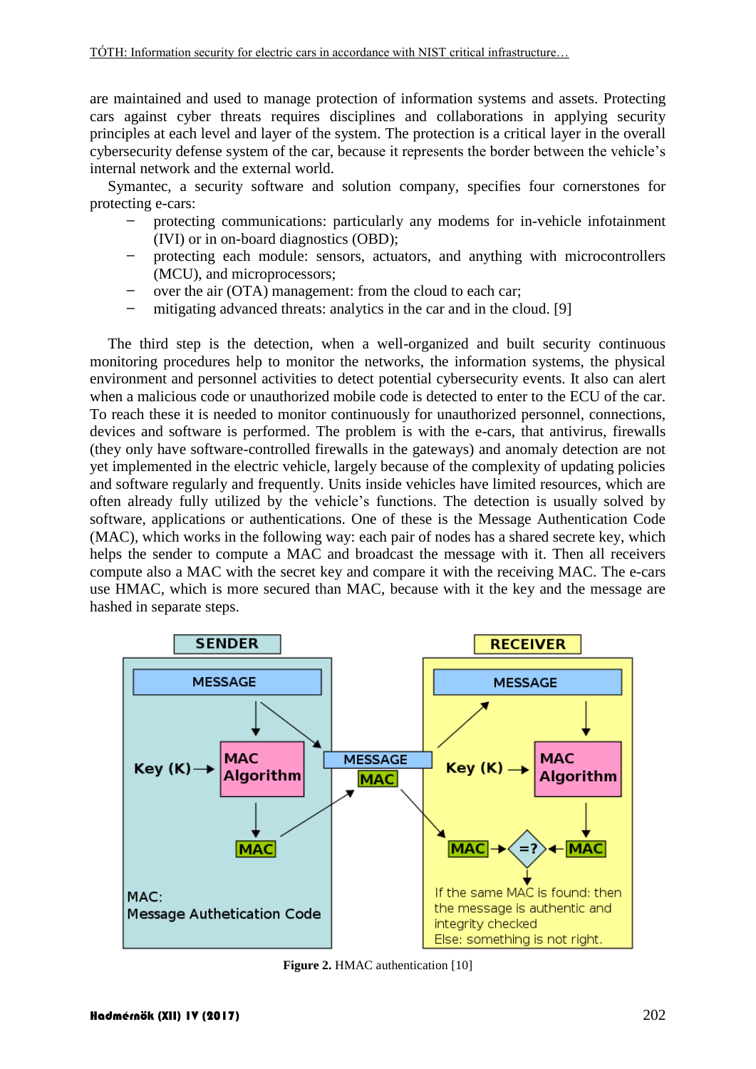are maintained and used to manage protection of information systems and assets. Protecting cars against cyber threats requires disciplines and collaborations in applying security principles at each level and layer of the system. The protection is a critical layer in the overall cybersecurity defense system of the car, because it represents the border between the vehicle's internal network and the external world.

Symantec, a security software and solution company, specifies four cornerstones for protecting e-cars:

- protecting communications: particularly any modems for in-vehicle infotainment (IVI) or in on-board diagnostics (OBD);
- protecting each module: sensors, actuators, and anything with microcontrollers (MCU), and microprocessors;
- over the air (OTA) management: from the cloud to each car;
- mitigating advanced threats: analytics in the car and in the cloud. [9]

The third step is the detection, when a well-organized and built security continuous monitoring procedures help to monitor the networks, the information systems, the physical environment and personnel activities to detect potential cybersecurity events. It also can alert when a malicious code or unauthorized mobile code is detected to enter to the ECU of the car. To reach these it is needed to monitor continuously for unauthorized personnel, connections, devices and software is performed. The problem is with the e-cars, that antivirus, firewalls (they only have software-controlled firewalls in the gateways) and anomaly detection are not yet implemented in the electric vehicle, largely because of the complexity of updating policies and software regularly and frequently. Units inside vehicles have limited resources, which are often already fully utilized by the vehicle's functions. The detection is usually solved by software, applications or authentications. One of these is the Message Authentication Code (MAC), which works in the following way: each pair of nodes has a shared secrete key, which helps the sender to compute a MAC and broadcast the message with it. Then all receivers compute also a MAC with the secret key and compare it with the receiving MAC. The e-cars use HMAC, which is more secured than MAC, because with it the key and the message are hashed in separate steps.

SENDER

MESSAGE

Key (K) → MAC Algorithm

MAC

MAC: Message Authetication Code

MESSAGE MAC

RECEIVER

MESSAGE

Key (K) → MAC Algorithm

MAC → =? ← MAC

If the same MAC is found: then the message is authentic and integrity checked
Else: something is not right.

**Figure 2.** HMAC authentication [10]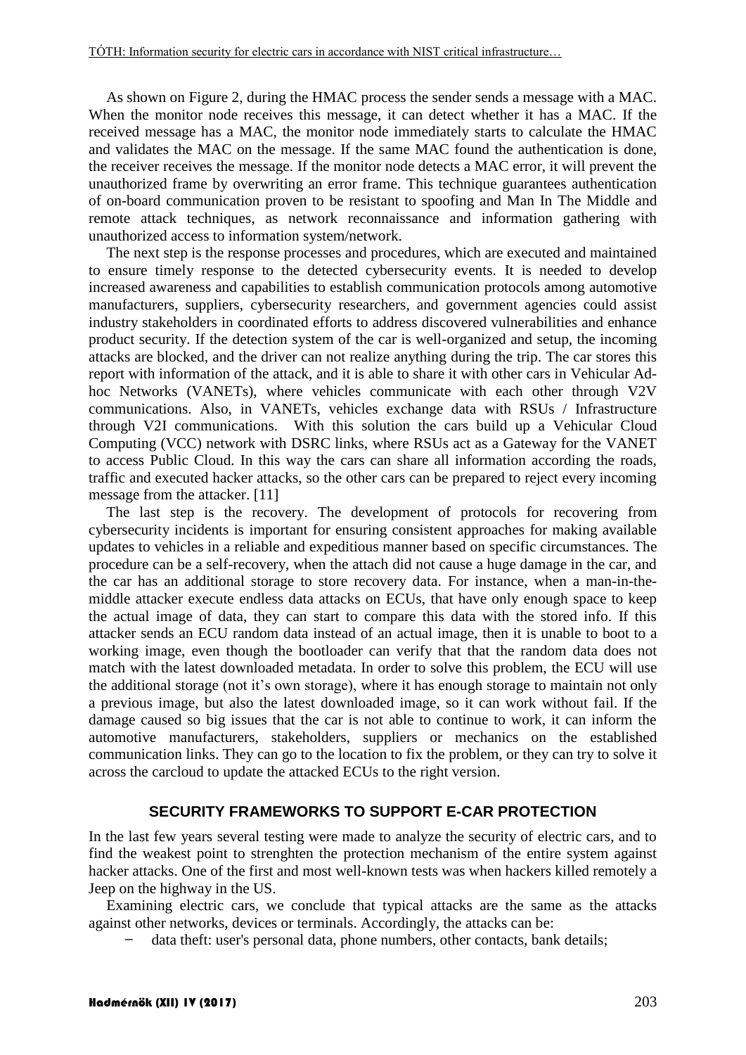As shown on Figure 2, during the HMAC process the sender sends a message with a MAC. When the monitor node receives this message, it can detect whether it has a MAC. If the received message has a MAC, the monitor node immediately starts to calculate the HMAC and validates the MAC on the message. If the same MAC found the authentication is done, the receiver receives the message. If the monitor node detects a MAC error, it will prevent the unauthorized frame by overwriting an error frame. This technique guarantees authentication of on-board communication proven to be resistant to spoofing and Man In The Middle and remote attack techniques, as network reconnaissance and information gathering with unauthorized access to information system/network.

The next step is the response processes and procedures, which are executed and maintained to ensure timely response to the detected cybersecurity events. It is needed to develop increased awareness and capabilities to establish communication protocols among automotive manufacturers, suppliers, cybersecurity researchers, and government agencies could assist industry stakeholders in coordinated efforts to address discovered vulnerabilities and enhance product security. If the detection system of the car is well-organized and setup, the incoming attacks are blocked, and the driver can not realize anything during the trip. The car stores this report with information of the attack, and it is able to share it with other cars in Vehicular Ad-hoc Networks (VANETs), where vehicles communicate with each other through V2V communications. Also, in VANETs, vehicles exchange data with RSUs / Infrastructure through V2I communications. With this solution the cars build up a Vehicular Cloud Computing (VCC) network with DSRC links, where RSUs act as a Gateway for the VANET to access Public Cloud. In this way the cars can share all information according the roads, traffic and executed hacker attacks, so the other cars can be prepared to reject every incoming message from the attacker. [11]

The last step is the recovery. The development of protocols for recovering from cybersecurity incidents is important for ensuring consistent approaches for making available updates to vehicles in a reliable and expeditious manner based on specific circumstances. The procedure can be a self-recovery, when the attach did not cause a huge damage in the car, and the car has an additional storage to store recovery data. For instance, when a man-in-the-middle attacker execute endless data attacks on ECUs, that have only enough space to keep the actual image of data, they can start to compare this data with the stored info. If this attacker sends an ECU random data instead of an actual image, then it is unable to boot to a working image, even though the bootloader can verify that that the random data does not match with the latest downloaded metadata. In order to solve this problem, the ECU will use the additional storage (not it's own storage), where it has enough storage to maintain not only a previous image, but also the latest downloaded image, so it can work without fail. If the damage caused so big issues that the car is not able to continue to work, it can inform the automotive manufacturers, stakeholders, suppliers or mechanics on the established communication links. They can go to the location to fix the problem, or they can try to solve it across the carcloud to update the attacked ECUs to the right version.

## SECURITY FRAMEWORKS TO SUPPORT E-CAR PROTECTION

In the last few years several testing were made to analyze the security of electric cars, and to find the weakest point to strenghten the protection mechanism of the entire system against hacker attacks. One of the first and most well-known tests was when hackers killed remotely a Jeep on the highway in the US.

Examining electric cars, we conclude that typical attacks are the same as the attacks against other networks, devices or terminals. Accordingly, the attacks can be:

- data theft: user's personal data, phone numbers, other contacts, bank details;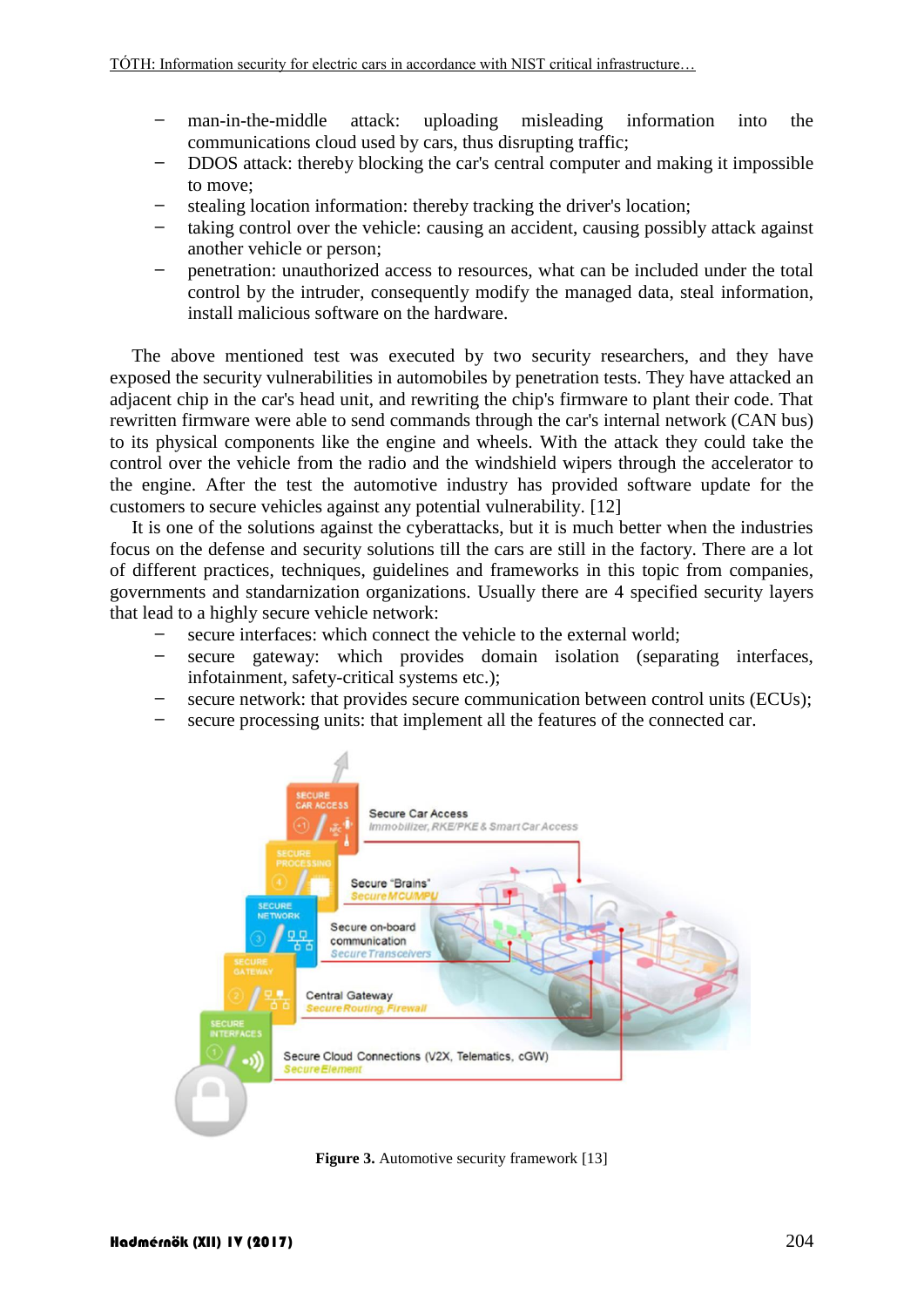- man-in-the-middle attack: uploading misleading information into the communications cloud used by cars, thus disrupting traffic;
- DDOS attack: thereby blocking the car's central computer and making it impossible to move;
- stealing location information: thereby tracking the driver's location;
- taking control over the vehicle: causing an accident, causing possibly attack against another vehicle or person;
- penetration: unauthorized access to resources, what can be included under the total control by the intruder, consequently modify the managed data, steal information, install malicious software on the hardware.

The above mentioned test was executed by two security researchers, and they have exposed the security vulnerabilities in automobiles by penetration tests. They have attacked an adjacent chip in the car's head unit, and rewriting the chip's firmware to plant their code. That rewritten firmware were able to send commands through the car's internal network (CAN bus) to its physical components like the engine and wheels. With the attack they could take the control over the vehicle from the radio and the windshield wipers through the accelerator to the engine. After the test the automotive industry has provided software update for the customers to secure vehicles against any potential vulnerability. [12]

It is one of the solutions against the cyberattacks, but it is much better when the industries focus on the defense and security solutions till the cars are still in the factory. There are a lot of different practices, techniques, guidelines and frameworks in this topic from companies, governments and standarnization organizations. Usually there are 4 specified security layers that lead to a highly secure vehicle network:

- secure interfaces: which connect the vehicle to the external world;
- secure gateway: which provides domain isolation (separating interfaces, infotainment, safety-critical systems etc.);
- secure network: that provides secure communication between control units (ECUs);
- secure processing units: that implement all the features of the connected car.

**Figure 3.** Automotive security framework [13]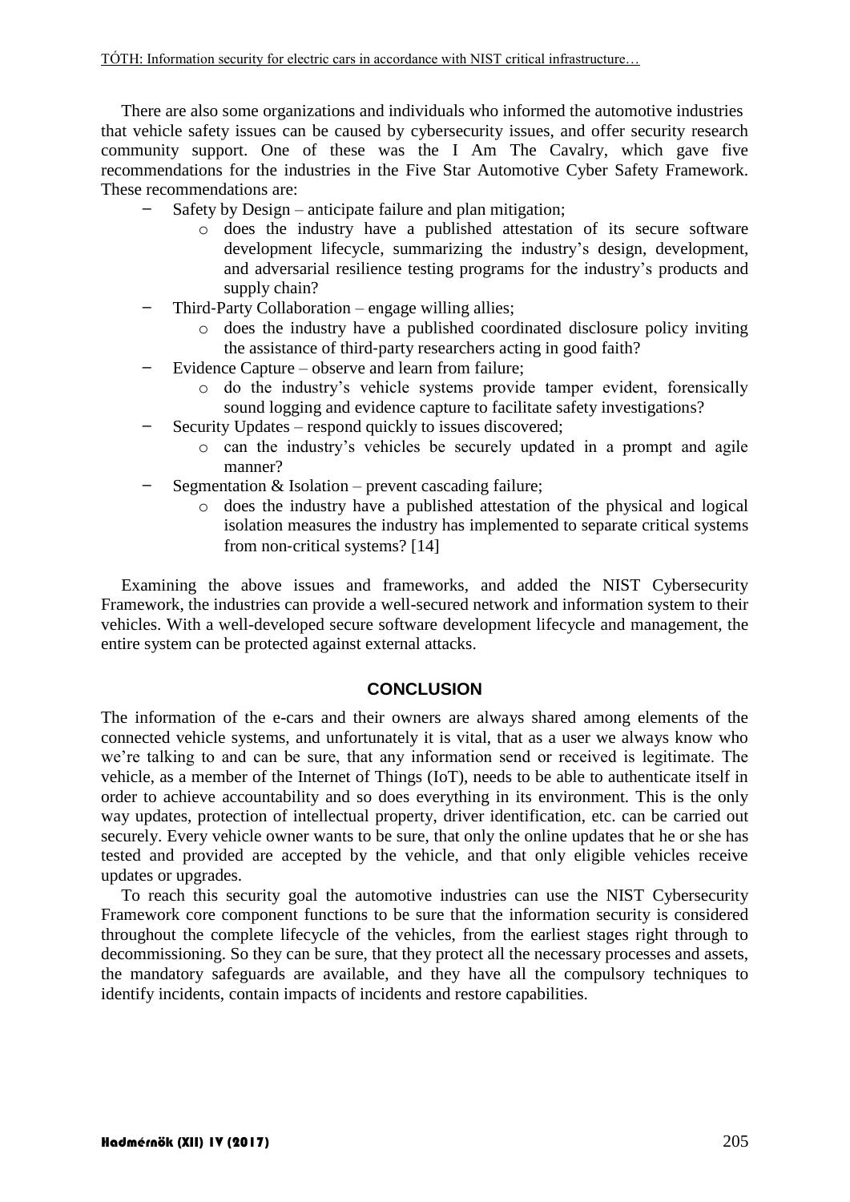There are also some organizations and individuals who informed the automotive industries that vehicle safety issues can be caused by cybersecurity issues, and offer security research community support. One of these was the I Am The Cavalry, which gave five recommendations for the industries in the Five Star Automotive Cyber Safety Framework. These recommendations are:

- Safety by Design – anticipate failure and plan mitigation;
  - does the industry have a published attestation of its secure software development lifecycle, summarizing the industry's design, development, and adversarial resilience testing programs for the industry's products and supply chain?
- Third-Party Collaboration – engage willing allies;
  - does the industry have a published coordinated disclosure policy inviting the assistance of third-party researchers acting in good faith?
- Evidence Capture – observe and learn from failure;
  - do the industry's vehicle systems provide tamper evident, forensically sound logging and evidence capture to facilitate safety investigations?
- Security Updates – respond quickly to issues discovered;
  - can the industry's vehicles be securely updated in a prompt and agile manner?
- Segmentation & Isolation – prevent cascading failure;
  - does the industry have a published attestation of the physical and logical isolation measures the industry has implemented to separate critical systems from non-critical systems? [14]

Examining the above issues and frameworks, and added the NIST Cybersecurity Framework, the industries can provide a well-secured network and information system to their vehicles. With a well-developed secure software development lifecycle and management, the entire system can be protected against external attacks.

## CONCLUSION

The information of the e-cars and their owners are always shared among elements of the connected vehicle systems, and unfortunately it is vital, that as a user we always know who we're talking to and can be sure, that any information send or received is legitimate. The vehicle, as a member of the Internet of Things (IoT), needs to be able to authenticate itself in order to achieve accountability and so does everything in its environment. This is the only way updates, protection of intellectual property, driver identification, etc. can be carried out securely. Every vehicle owner wants to be sure, that only the online updates that he or she has tested and provided are accepted by the vehicle, and that only eligible vehicles receive updates or upgrades.

To reach this security goal the automotive industries can use the NIST Cybersecurity Framework core component functions to be sure that the information security is considered throughout the complete lifecycle of the vehicles, from the earliest stages right through to decommissioning. So they can be sure, that they protect all the necessary processes and assets, the mandatory safeguards are available, and they have all the compulsory techniques to identify incidents, contain impacts of incidents and restore capabilities.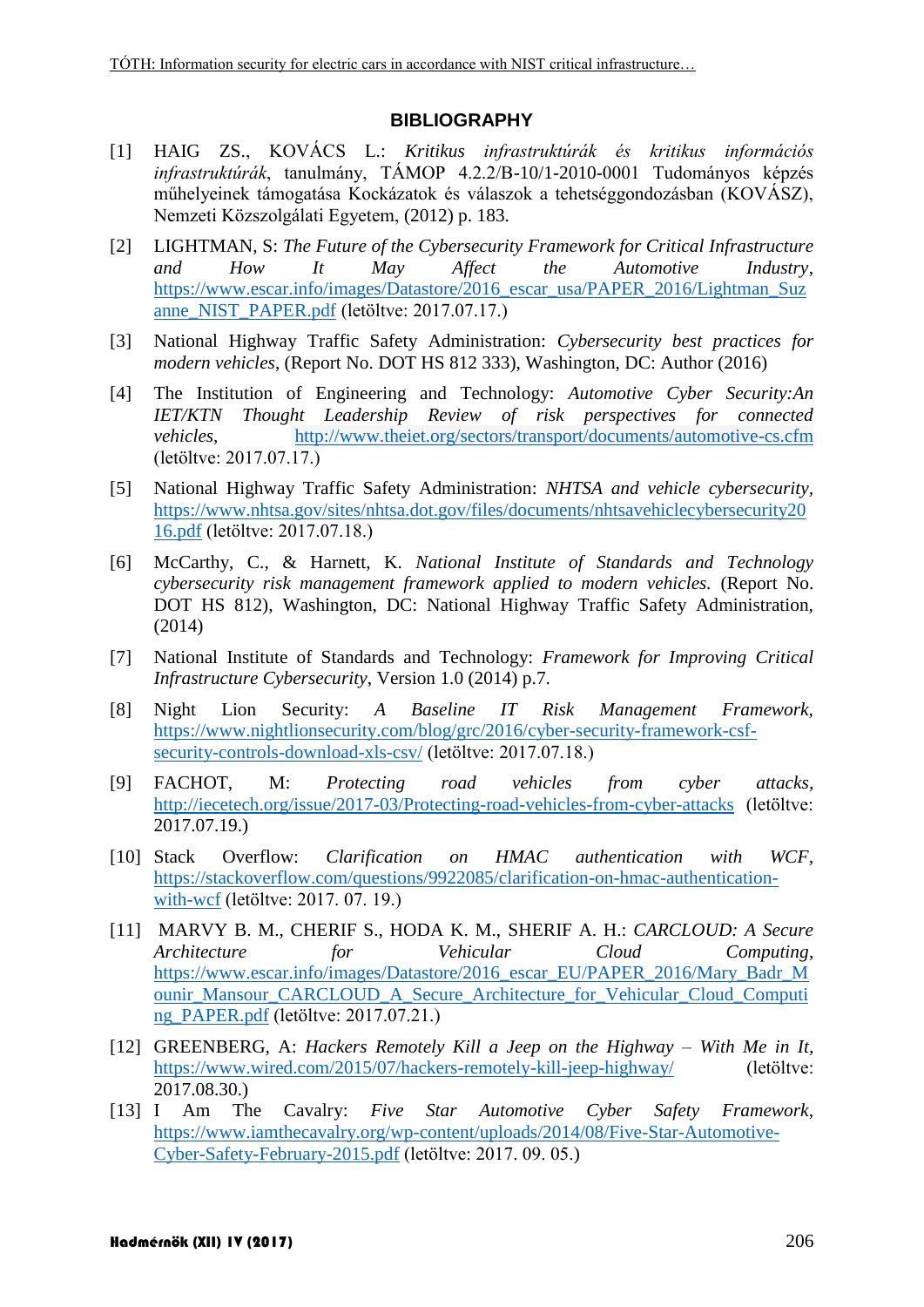## BIBLIOGRAPHY

[1] HAIG ZS., KOVÁCS L.: *Kritikus infrastruktúrák és kritikus információs infrastruktúrák*, tanulmány, TÁMOP 4.2.2/B-10/1-2010-0001 Tudományos képzés műhelyeinek támogatása Kockázatok és válaszok a tehetséggondozásban (KOVÁSZ), Nemzeti Közszolgálati Egyetem, (2012) p. 183.

[2] LIGHTMAN, S: *The Future of the Cybersecurity Framework for Critical Infrastructure and How It May Affect the Automotive Industry*, https://www.escar.info/images/Datastore/2016_escar_usa/PAPER_2016/Lightman_Suzanne_NIST_PAPER.pdf (letöltve: 2017.07.17.)

[3] National Highway Traffic Safety Administration: *Cybersecurity best practices for modern vehicles*, (Report No. DOT HS 812 333), Washington, DC: Author (2016)

[4] The Institution of Engineering and Technology: *Automotive Cyber Security:An IET/KTN Thought Leadership Review of risk perspectives for connected vehicles*, http://www.theiet.org/sectors/transport/documents/automotive-cs.cfm (letöltve: 2017.07.17.)

[5] National Highway Traffic Safety Administration: *NHTSA and vehicle cybersecurity*, https://www.nhtsa.gov/sites/nhtsa.dot.gov/files/documents/nhtsavehiclecybersecurity2016.pdf (letöltve: 2017.07.18.)

[6] McCarthy, C., & Harnett, K. *National Institute of Standards and Technology cybersecurity risk management framework applied to modern vehicles*. (Report No. DOT HS 812), Washington, DC: National Highway Traffic Safety Administration, (2014)

[7] National Institute of Standards and Technology: *Framework for Improving Critical Infrastructure Cybersecurity*, Version 1.0 (2014) p.7.

[8] Night Lion Security: *A Baseline IT Risk Management Framework*, https://www.nightlionsecurity.com/blog/grc/2016/cyber-security-framework-csf-security-controls-download-xls-csv/ (letöltve: 2017.07.18.)

[9] FACHOT, M: *Protecting road vehicles from cyber attacks*, http://iecetech.org/issue/2017-03/Protecting-road-vehicles-from-cyber-attacks (letöltve: 2017.07.19.)

[10] Stack Overflow: *Clarification on HMAC authentication with WCF*, https://stackoverflow.com/questions/9922085/clarification-on-hmac-authentication-with-wcf (letöltve: 2017. 07. 19.)

[11] MARVY B. M., CHERIF S., HODA K. M., SHERIF A. H.: *CARCLOUD: A Secure Architecture for Vehicular Cloud Computing*, https://www.escar.info/images/Datastore/2016_escar_EU/PAPER_2016/Mary_Badr_Mounir_Mansour_CARCLOUD_A_Secure_Architecture_for_Vehicular_Cloud_Computing_PAPER.pdf (letöltve: 2017.07.21.)

[12] GREENBERG, A: *Hackers Remotely Kill a Jeep on the Highway – With Me in It*, https://www.wired.com/2015/07/hackers-remotely-kill-jeep-highway/ (letöltve: 2017.08.30.)

[13] I Am The Cavalry: *Five Star Automotive Cyber Safety Framework*, https://www.iamthecavalry.org/wp-content/uploads/2014/08/Five-Star-Automotive-Cyber-Safety-February-2015.pdf (letöltve: 2017. 09. 05.)